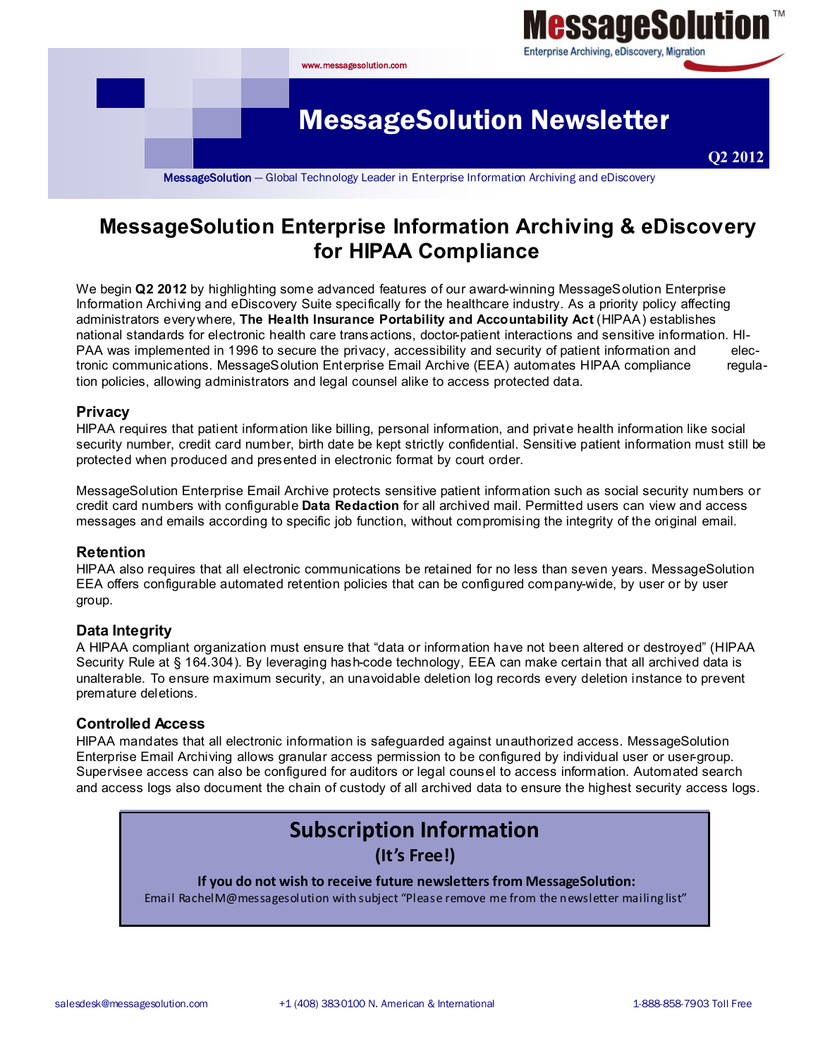MessageSolution™
Enterprise Archiving, eDiscovery, Migration

www.messagesolution.com

# MessageSolution Newsletter

Q2 2012

MessageSolution — Global Technology Leader in Enterprise Information Archiving and eDiscovery

## MessageSolution Enterprise Information Archiving & eDiscovery for HIPAA Compliance

We begin **Q2 2012** by highlighting some advanced features of our award-winning MessageSolution Enterprise Information Archiving and eDiscovery Suite specifically for the healthcare industry. As a priority policy affecting administrators everywhere, **The Health Insurance Portability and Accountability Act** (HIPAA) establishes national standards for electronic health care transactions, doctor-patient interactions and sensitive information. HIPAA was implemented in 1996 to secure the privacy, accessibility and security of patient information and electronic communications. MessageSolution Enterprise Email Archive (EEA) automates HIPAA compliance regulation policies, allowing administrators and legal counsel alike to access protected data.

### Privacy

HIPAA requires that patient information like billing, personal information, and private health information like social security number, credit card number, birth date be kept strictly confidential. Sensitive patient information must still be protected when produced and presented in electronic format by court order.

MessageSolution Enterprise Email Archive protects sensitive patient information such as social security numbers or credit card numbers with configurable **Data Redaction** for all archived mail. Permitted users can view and access messages and emails according to specific job function, without compromising the integrity of the original email.

### Retention

HIPAA also requires that all electronic communications be retained for no less than seven years. MessageSolution EEA offers configurable automated retention policies that can be configured company-wide, by user or by user group.

### Data Integrity

A HIPAA compliant organization must ensure that "data or information have not been altered or destroyed" (HIPAA Security Rule at § 164.304). By leveraging hash-code technology, EEA can make certain that all archived data is unalterable. To ensure maximum security, an unavoidable deletion log records every deletion instance to prevent premature deletions.

### Controlled Access

HIPAA mandates that all electronic information is safeguarded against unauthorized access. MessageSolution Enterprise Email Archiving allows granular access permission to be configured by individual user or user-group. Supervisee access can also be configured for auditors or legal counsel to access information. Automated search and access logs also document the chain of custody of all archived data to ensure the highest security access logs.

## Subscription Information

**(It's Free!)**

**If you do not wish to receive future newsletters from MessageSolution:**

Email RachelM@messagesolution with subject "Please remove me from the newsletter mailing list"

salesdesk@messagesolution.com | +1 (408) 383-0100 N. American & International | 1-888-858-7903 Toll Free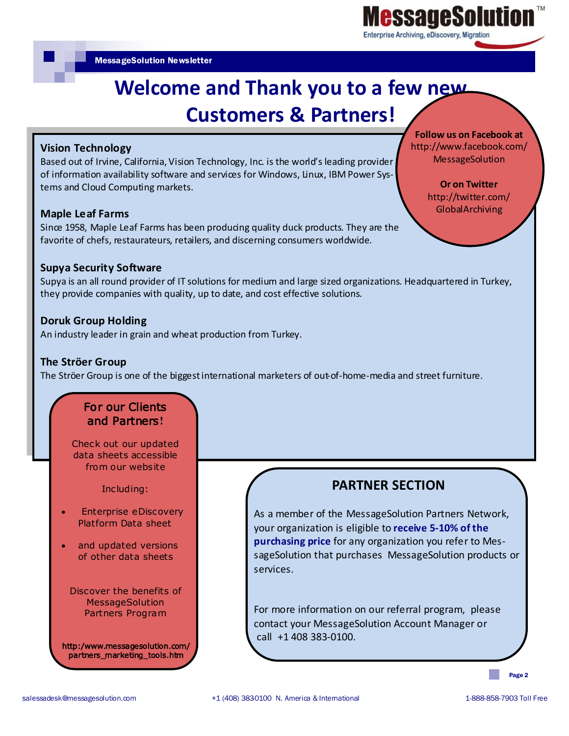# Welcome and Thank you to a few new Customers & Partners!

### Vision Technology

Based out of Irvine, California, Vision Technology, Inc. is the world's leading provider of information availability software and services for Windows, Linux, IBM Power Systems and Cloud Computing markets.

### Maple Leaf Farms

Since 1958, Maple Leaf Farms has been producing quality duck products. They are the favorite of chefs, restaurateurs, retailers, and discerning consumers worldwide.

### Supya Security Software

Supya is an all round provider of IT solutions for medium and large sized organizations. Headquartered in Turkey, they provide companies with quality, up to date, and cost effective solutions.

### Doruk Group Holding

An industry leader in grain and wheat production from Turkey.

### The Ströer Group

The Ströer Group is one of the biggest international marketers of out-of-home-media and street furniture.

**Follow us on Facebook at**
http://www.facebook.com/MessageSolution

**Or on Twitter**
http://twitter.com/GlobalArchiving

## For our Clients and Partners!

Check out our updated data sheets accessible from our website

Including:

- Enterprise eDiscovery Platform Data sheet
- and updated versions of other data sheets

Discover the benefits of MessageSolution Partners Program

**http:/www.messagesolution.com/partners_marketing_tools.htm**

## PARTNER SECTION

As a member of the MessageSolution Partners Network, your organization is eligible to **receive 5-10% of the purchasing price** for any organization you refer to MessageSolution that purchases MessageSolution products or services.

For more information on our referral program, please contact your MessageSolution Account Manager or call +1 408 383-0100.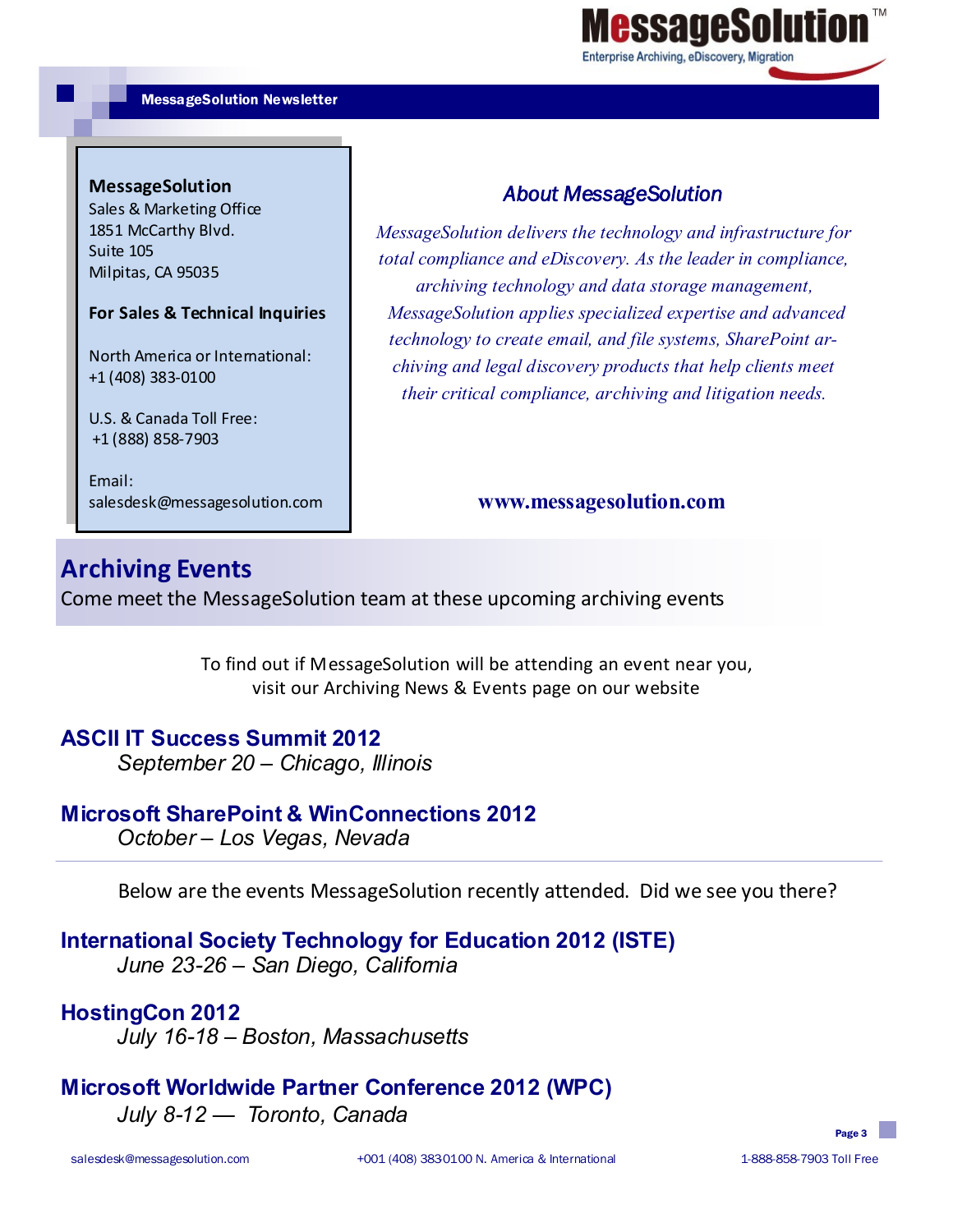**MessageSolution Newsletter**

**MessageSolution**
Sales & Marketing Office
1851 McCarthy Blvd.
Suite 105
Milpitas, CA 95035

**For Sales & Technical Inquiries**

North America or International:
+1 (408) 383-0100

U.S. & Canada Toll Free:
+1 (888) 858-7903

Email:
salesdesk@messagesolution.com

## *About MessageSolution*

*MessageSolution delivers the technology and infrastructure for total compliance and eDiscovery. As the leader in compliance, archiving technology and data storage management, MessageSolution applies specialized expertise and advanced technology to create email, and file systems, SharePoint archiving and legal discovery products that help clients meet their critical compliance, archiving and litigation needs.*

**www.messagesolution.com**

## Archiving Events

Come meet the MessageSolution team at these upcoming archiving events

To find out if MessageSolution will be attending an event near you, visit our Archiving News & Events page on our website

### ASCII IT Success Summit 2012

*September 20 – Chicago, Illinois*

### Microsoft SharePoint & WinConnections 2012

*October – Los Vegas, Nevada*

---

Below are the events MessageSolution recently attended. Did we see you there?

### International Society Technology for Education 2012 (ISTE)

*June 23-26 – San Diego, California*

### HostingCon 2012

*July 16-18 – Boston, Massachusetts*

### Microsoft Worldwide Partner Conference 2012 (WPC)

*July 8-12 — Toronto, Canada*